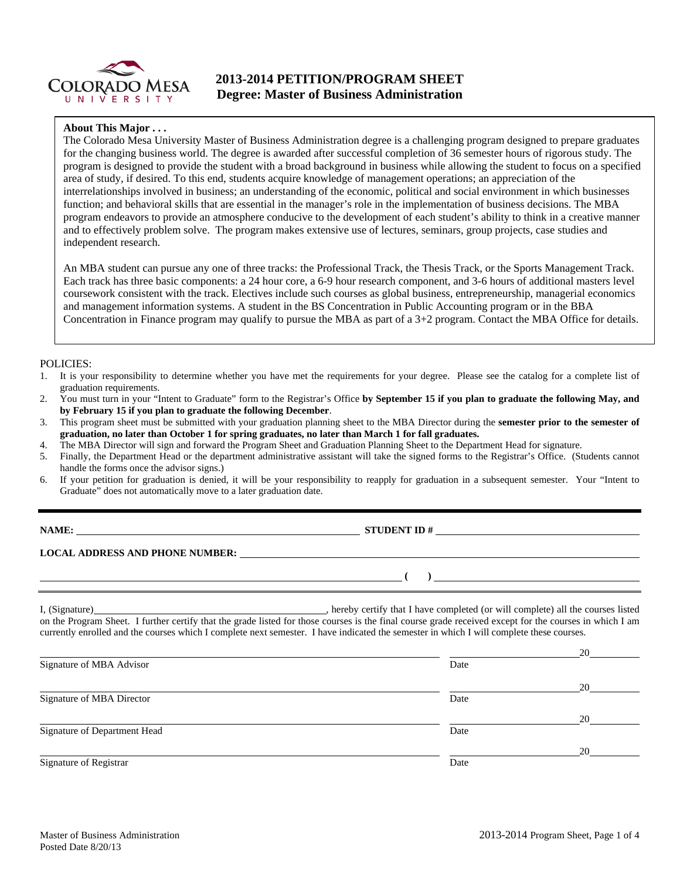# 2013-2014 PETITION/PROGRAM SHEET
## Degree: Master of Business Administration

**About This Major . . .**

The Colorado Mesa University Master of Business Administration degree is a challenging program designed to prepare graduates for the changing business world. The degree is awarded after successful completion of 36 semester hours of rigorous study. The program is designed to provide the student with a broad background in business while allowing the student to focus on a specified area of study, if desired. To this end, students acquire knowledge of management operations; an appreciation of the interrelationships involved in business; an understanding of the economic, political and social environment in which businesses function; and behavioral skills that are essential in the manager's role in the implementation of business decisions. The MBA program endeavors to provide an atmosphere conducive to the development of each student's ability to think in a creative manner and to effectively problem solve. The program makes extensive use of lectures, seminars, group projects, case studies and independent research.

An MBA student can pursue any one of three tracks: the Professional Track, the Thesis Track, or the Sports Management Track. Each track has three basic components: a 24 hour core, a 6-9 hour research component, and 3-6 hours of additional masters level coursework consistent with the track. Electives include such courses as global business, entrepreneurship, managerial economics and management information systems. A student in the BS Concentration in Public Accounting program or in the BBA Concentration in Finance program may qualify to pursue the MBA as part of a 3+2 program. Contact the MBA Office for details.

POLICIES:

1. It is your responsibility to determine whether you have met the requirements for your degree. Please see the catalog for a complete list of graduation requirements.
2. You must turn in your "Intent to Graduate" form to the Registrar's Office **by September 15 if you plan to graduate the following May, and by February 15 if you plan to graduate the following December**.
3. This program sheet must be submitted with your graduation planning sheet to the MBA Director during the **semester prior to the semester of graduation, no later than October 1 for spring graduates, no later than March 1 for fall graduates.**
4. The MBA Director will sign and forward the Program Sheet and Graduation Planning Sheet to the Department Head for signature.
5. Finally, the Department Head or the department administrative assistant will take the signed forms to the Registrar's Office. (Students cannot handle the forms once the advisor signs.)
6. If your petition for graduation is denied, it will be your responsibility to reapply for graduation in a subsequent semester. Your "Intent to Graduate" does not automatically move to a later graduation date.

---

**NAME:** ______________________________ **STUDENT ID #** ______________________________

**LOCAL ADDRESS AND PHONE NUMBER:** ______________________________

______________________________ **( )** ______________________________

I, (Signature) ______________________________, hereby certify that I have completed (or will complete) all the courses listed on the Program Sheet. I further certify that the grade listed for those courses is the final course grade received except for the courses in which I am currently enrolled and the courses which I complete next semester. I have indicated the semester in which I will complete these courses.

______________________________ ______________ 20______
Signature of MBA Advisor Date

______________________________ ______________ 20______
Signature of MBA Director Date

______________________________ ______________ 20______
Signature of Department Head Date

______________________________ ______________ 20______
Signature of Registrar Date

Master of Business Administration
Posted Date 8/20/13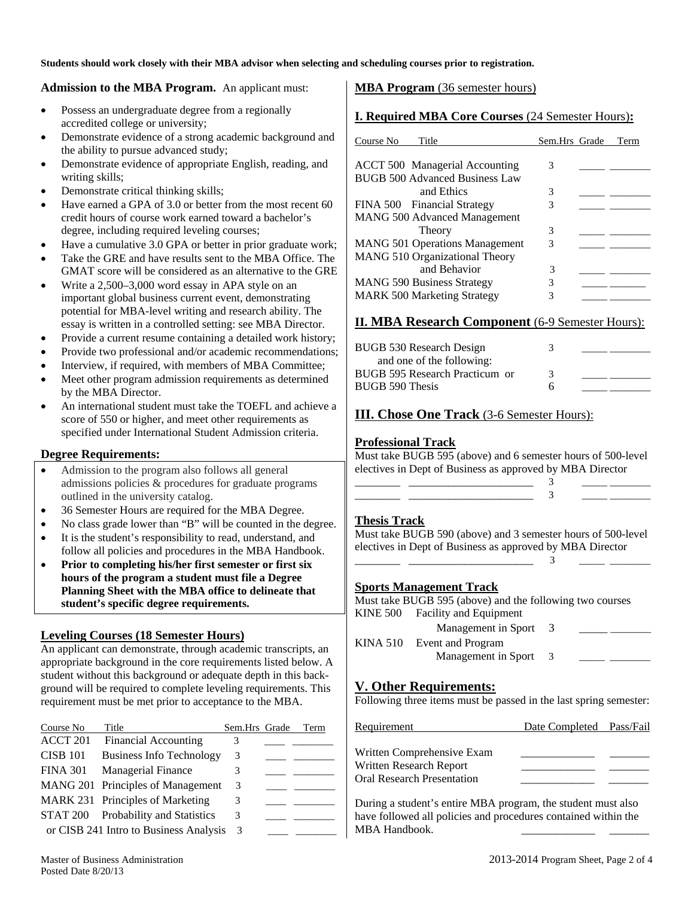**Students should work closely with their MBA advisor when selecting and scheduling courses prior to registration.**

## Admission to the MBA Program.

An applicant must:

- Possess an undergraduate degree from a regionally accredited college or university;
- Demonstrate evidence of a strong academic background and the ability to pursue advanced study;
- Demonstrate evidence of appropriate English, reading, and writing skills;
- Demonstrate critical thinking skills;
- Have earned a GPA of 3.0 or better from the most recent 60 credit hours of course work earned toward a bachelor's degree, including required leveling courses;
- Have a cumulative 3.0 GPA or better in prior graduate work;
- Take the GRE and have results sent to the MBA Office. The GMAT score will be considered as an alternative to the GRE
- Write a 2,500–3,000 word essay in APA style on an important global business current event, demonstrating potential for MBA-level writing and research ability. The essay is written in a controlled setting: see MBA Director.
- Provide a current resume containing a detailed work history;
- Provide two professional and/or academic recommendations;
- Interview, if required, with members of MBA Committee;
- Meet other program admission requirements as determined by the MBA Director.
- An international student must take the TOEFL and achieve a score of 550 or higher, and meet other requirements as specified under International Student Admission criteria.

## Degree Requirements:

- Admission to the program also follows all general admissions policies & procedures for graduate programs outlined in the university catalog.
- 36 Semester Hours are required for the MBA Degree.
- No class grade lower than "B" will be counted in the degree.
- It is the student's responsibility to read, understand, and follow all policies and procedures in the MBA Handbook.
- **Prior to completing his/her first semester or first six hours of the program a student must file a Degree Planning Sheet with the MBA office to delineate that student's specific degree requirements.**

## Leveling Courses (18 Semester Hours)

An applicant can demonstrate, through academic transcripts, an appropriate background in the core requirements listed below. A student without this background or adequate depth in this background will be required to complete leveling requirements. This requirement must be met prior to acceptance to the MBA.

| Course No | Title | Sem.Hrs | Grade | Term |
|---|---|---|---|---|
| ACCT 201 | Financial Accounting | 3 | ____ | ________ |
| CISB 101 | Business Info Technology | 3 | ____ | ________ |
| FINA 301 | Managerial Finance | 3 | ____ | ________ |
| MANG 201 | Principles of Management | 3 | ____ | ________ |
| MARK 231 | Principles of Marketing | 3 | ____ | ________ |
| STAT 200 | Probability and Statistics | 3 | ____ | ________ |
| or CISB 241 | Intro to Business Analysis | 3 | ____ | ________ |

## MBA Program (36 semester hours)

### I. Required MBA Core Courses (24 Semester Hours):

| Course No | Title | Sem.Hrs | Grade | Term |
|---|---|---|---|---|
| ACCT 500 | Managerial Accounting | 3 | _____ | ________ |
| BUGB 500 | Advanced Business Law and Ethics | 3 | _____ | ________ |
| FINA 500 | Financial Strategy | 3 | _____ | ________ |
| MANG 500 | Advanced Management Theory | 3 | _____ | ________ |
| MANG 501 | Operations Management | 3 | _____ | ________ |
| MANG 510 | Organizational Theory and Behavior | 3 | _____ | ________ |
| MANG 590 | Business Strategy | 3 | _____ | ________ |
| MARK 500 | Marketing Strategy | 3 | _____ | ________ |

### II. MBA Research Component (6-9 Semester Hours):

| Course No | Title | Sem.Hrs | Grade | Term |
|---|---|---|---|---|
| BUGB 530 | Research Design | 3 | _____ | ________ |
| | and one of the following: | | | |
| BUGB 595 | Research Practicum or | 3 | _____ | ________ |
| BUGB 590 | Thesis | 6 | _____ | ________ |

### III. Chose One Track (3-6 Semester Hours):

**Professional Track**

Must take BUGB 595 (above) and 6 semester hours of 500-level electives in Dept of Business as approved by MBA Director

| Course No | Title | Sem.Hrs | Grade | Term |
|---|---|---|---|---|
| ________ | ______________________ | 3 | _____ | ________ |
| ________ | ______________________ | 3 | _____ | ________ |

**Thesis Track**

Must take BUGB 590 (above) and 3 semester hours of 500-level electives in Dept of Business as approved by MBA Director

| Course No | Title | Sem.Hrs | Grade | Term |
|---|---|---|---|---|
| ________ | ______________________ | 3 | _____ | ________ |

**Sports Management Track**

Must take BUGB 595 (above) and the following two courses

| Course No | Title | Sem.Hrs | Grade | Term |
|---|---|---|---|---|
| KINE 500 | Facility and Equipment Management in Sport | 3 | _____ | ________ |
| KINA 510 | Event and Program Management in Sport | 3 | _____ | ________ |

### V. Other Requirements:

Following three items must be passed in the last spring semester:

| Requirement | Date Completed | Pass/Fail |
|---|---|---|
| Written Comprehensive Exam | _____________ | _______ |
| Written Research Report | _____________ | _______ |
| Oral Research Presentation | _____________ | _______ |

During a student's entire MBA program, the student must also have followed all policies and procedures contained within the MBA Handbook. _____________ _______

Master of Business Administration
Posted Date 8/20/13

2013-2014 Program Sheet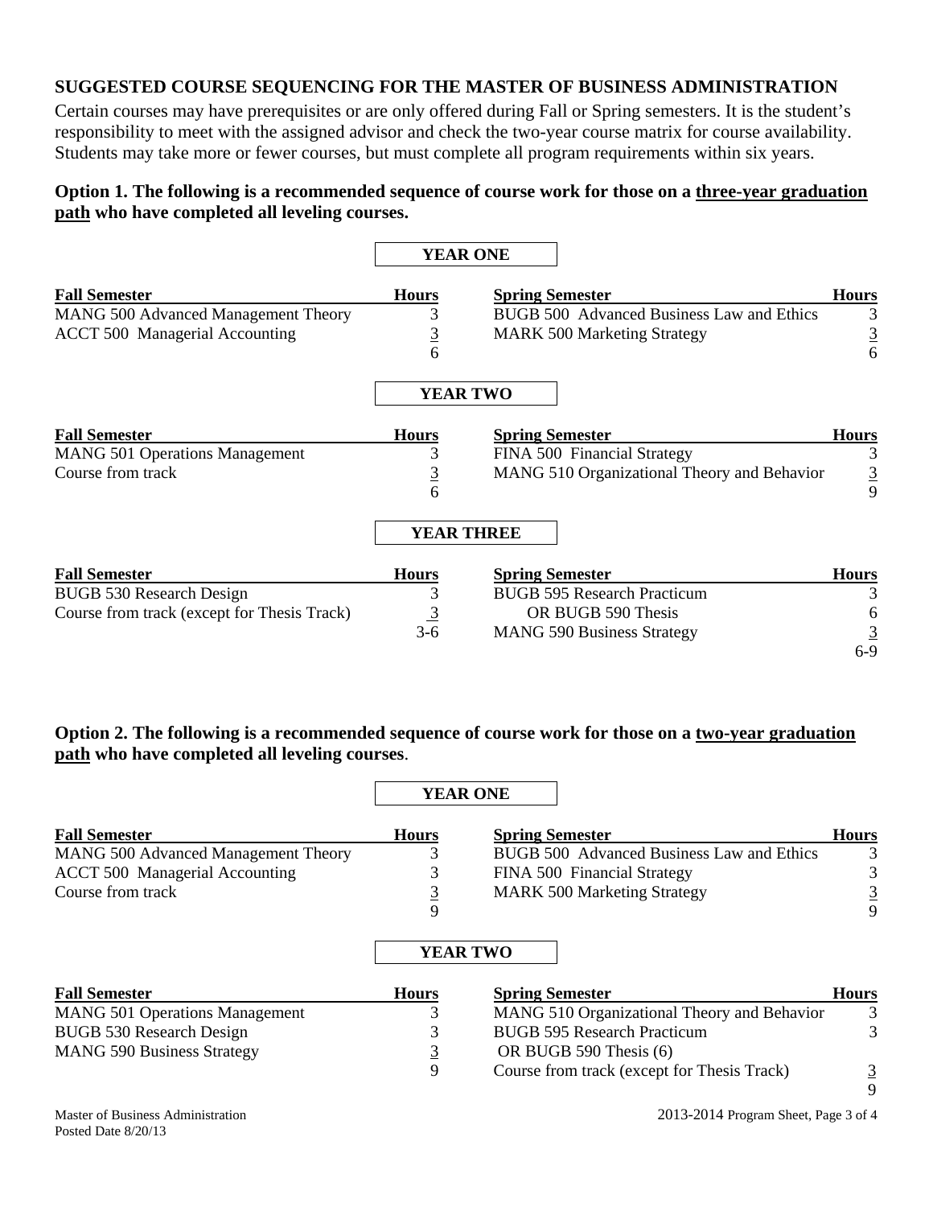## SUGGESTED COURSE SEQUENCING FOR THE MASTER OF BUSINESS ADMINISTRATION

Certain courses may have prerequisites or are only offered during Fall or Spring semesters. It is the student's responsibility to meet with the assigned advisor and check the two-year course matrix for course availability. Students may take more or fewer courses, but must complete all program requirements within six years.

### Option 1. The following is a recommended sequence of course work for those on a three-year graduation path who have completed all leveling courses.

**YEAR ONE**

| Fall Semester | Hours | Spring Semester | Hours |
|---|---|---|---|
| MANG 500 Advanced Management Theory | 3 | BUGB 500 Advanced Business Law and Ethics | 3 |
| ACCT 500 Managerial Accounting | 3 | MARK 500 Marketing Strategy | 3 |
| | 6 | | 6 |

**YEAR TWO**

| Fall Semester | Hours | Spring Semester | Hours |
|---|---|---|---|
| MANG 501 Operations Management | 3 | FINA 500 Financial Strategy | 3 |
| Course from track | 3 | MANG 510 Organizational Theory and Behavior | 3 |
| | 6 | | 9 |

**YEAR THREE**

| Fall Semester | Hours | Spring Semester | Hours |
|---|---|---|---|
| BUGB 530 Research Design | 3 | BUGB 595 Research Practicum | 3 |
| Course from track (except for Thesis Track) | 3 | OR BUGB 590 Thesis | 6 |
| | 3-6 | MANG 590 Business Strategy | 3 |
| | | | 6-9 |

### Option 2. The following is a recommended sequence of course work for those on a two-year graduation path who have completed all leveling courses.

**YEAR ONE**

| Fall Semester | Hours | Spring Semester | Hours |
|---|---|---|---|
| MANG 500 Advanced Management Theory | 3 | BUGB 500 Advanced Business Law and Ethics | 3 |
| ACCT 500 Managerial Accounting | 3 | FINA 500 Financial Strategy | 3 |
| Course from track | 3 | MARK 500 Marketing Strategy | 3 |
| | 9 | | 9 |

**YEAR TWO**

| Fall Semester | Hours | Spring Semester | Hours |
|---|---|---|---|
| MANG 501 Operations Management | 3 | MANG 510 Organizational Theory and Behavior | 3 |
| BUGB 530 Research Design | 3 | BUGB 595 Research Practicum | 3 |
| MANG 590 Business Strategy | 3 | OR BUGB 590 Thesis (6) | |
| | 9 | Course from track (except for Thesis Track) | 3 |
| | | | 9 |

Master of Business Administration
Posted Date 8/20/13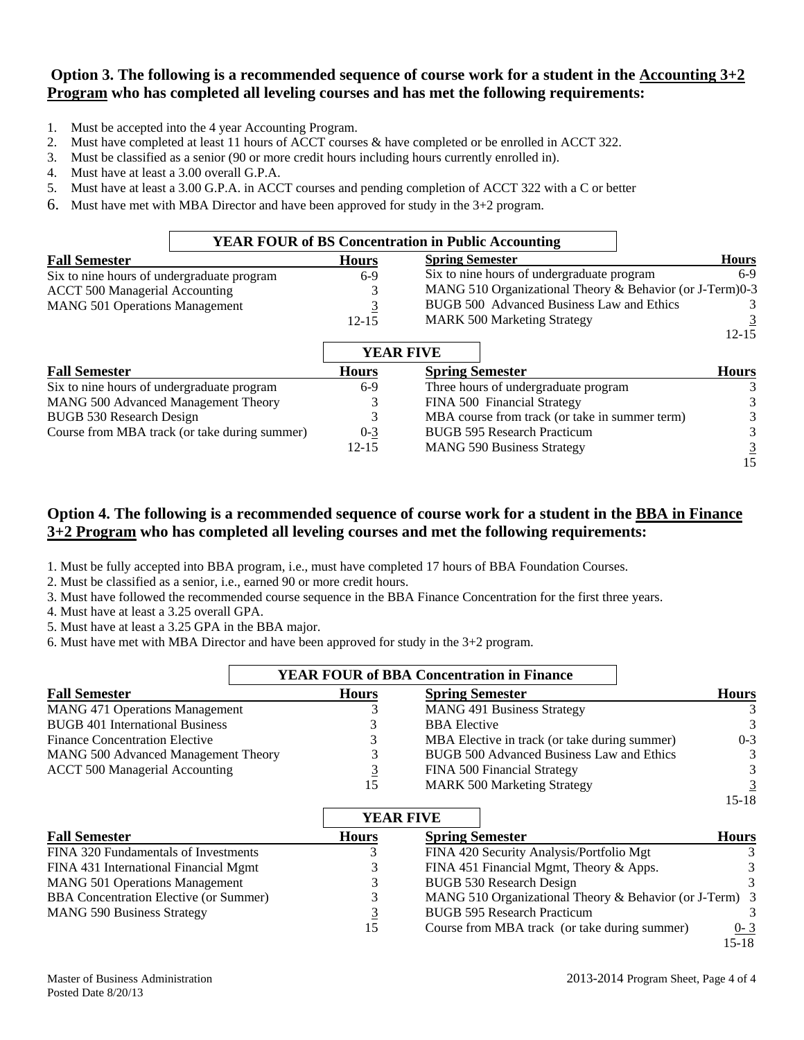**Option 3. The following is a recommended sequence of course work for a student in the Accounting 3+2 Program who has completed all leveling courses and has met the following requirements:**

1. Must be accepted into the 4 year Accounting Program.
2. Must have completed at least 11 hours of ACCT courses & have completed or be enrolled in ACCT 322.
3. Must be classified as a senior (90 or more credit hours including hours currently enrolled in).
4. Must have at least a 3.00 overall G.P.A.
5. Must have at least a 3.00 G.P.A. in ACCT courses and pending completion of ACCT 322 with a C or better
6. Must have met with MBA Director and have been approved for study in the 3+2 program.

**YEAR FOUR of BS Concentration in Public Accounting**

| Fall Semester | Hours | Spring Semester | Hours |
|---|---|---|---|
| Six to nine hours of undergraduate program | 6-9 | Six to nine hours of undergraduate program | 6-9 |
| ACCT 500 Managerial Accounting | 3 | MANG 510 Organizational Theory & Behavior (or J-Term) | 0-3 |
| MANG 501 Operations Management | 3 | BUGB 500 Advanced Business Law and Ethics | 3 |
| | 12-15 | MARK 500 Marketing Strategy | 3 |
| | | | 12-15 |

**YEAR FIVE**

| Fall Semester | Hours | Spring Semester | Hours |
|---|---|---|---|
| Six to nine hours of undergraduate program | 6-9 | Three hours of undergraduate program | 3 |
| MANG 500 Advanced Management Theory | 3 | FINA 500 Financial Strategy | 3 |
| BUGB 530 Research Design | 3 | MBA course from track (or take in summer term) | 3 |
| Course from MBA track (or take during summer) | 0-3 | BUGB 595 Research Practicum | 3 |
| | 12-15 | MANG 590 Business Strategy | 3 |
| | | | 15 |

**Option 4. The following is a recommended sequence of course work for a student in the BBA in Finance 3+2 Program who has completed all leveling courses and met the following requirements:**

1. Must be fully accepted into BBA program, i.e., must have completed 17 hours of BBA Foundation Courses.
2. Must be classified as a senior, i.e., earned 90 or more credit hours.
3. Must have followed the recommended course sequence in the BBA Finance Concentration for the first three years.
4. Must have at least a 3.25 overall GPA.
5. Must have at least a 3.25 GPA in the BBA major.
6. Must have met with MBA Director and have been approved for study in the 3+2 program.

**YEAR FOUR of BBA Concentration in Finance**

| Fall Semester | Hours | Spring Semester | Hours |
|---|---|---|---|
| MANG 471 Operations Management | 3 | MANG 491 Business Strategy | 3 |
| BUGB 401 International Business | 3 | BBA Elective | 3 |
| Finance Concentration Elective | 3 | MBA Elective in track (or take during summer) | 0-3 |
| MANG 500 Advanced Management Theory | 3 | BUGB 500 Advanced Business Law and Ethics | 3 |
| ACCT 500 Managerial Accounting | 3 | FINA 500 Financial Strategy | 3 |
| | 15 | MARK 500 Marketing Strategy | 3 |
| | | | 15-18 |

**YEAR FIVE**

| Fall Semester | Hours | Spring Semester | Hours |
|---|---|---|---|
| FINA 320 Fundamentals of Investments | 3 | FINA 420 Security Analysis/Portfolio Mgt | 3 |
| FINA 431 International Financial Mgmt | 3 | FINA 451 Financial Mgmt, Theory & Apps. | 3 |
| MANG 501 Operations Management | 3 | BUGB 530 Research Design | 3 |
| BBA Concentration Elective (or Summer) | 3 | MANG 510 Organizational Theory & Behavior (or J-Term) | 3 |
| MANG 590 Business Strategy | 3 | BUGB 595 Research Practicum | 3 |
| | 15 | Course from MBA track (or take during summer) | 0-3 |
| | | | 15-18 |